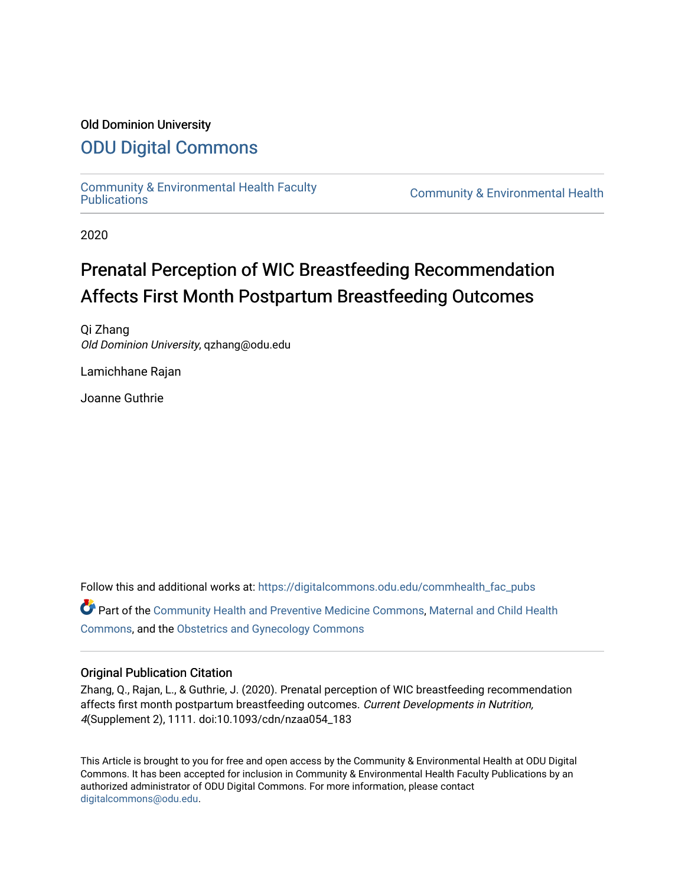Old Dominion University

# ODU Digital Commons

Community & Environmental Health Faculty Publications

Community & Environmental Health

2020

# Prenatal Perception of WIC Breastfeeding Recommendation Affects First Month Postpartum Breastfeeding Outcomes

Qi Zhang
*Old Dominion University*, qzhang@odu.edu

Lamichhane Rajan

Joanne Guthrie

Follow this and additional works at: https://digitalcommons.odu.edu/commhealth_fac_pubs

Part of the Community Health and Preventive Medicine Commons, Maternal and Child Health Commons, and the Obstetrics and Gynecology Commons

## Original Publication Citation

Zhang, Q., Rajan, L., & Guthrie, J. (2020). Prenatal perception of WIC breastfeeding recommendation affects first month postpartum breastfeeding outcomes. *Current Developments in Nutrition, 4*(Supplement 2), 1111. doi:10.1093/cdn/nzaa054_183

This Article is brought to you for free and open access by the Community & Environmental Health at ODU Digital Commons. It has been accepted for inclusion in Community & Environmental Health Faculty Publications by an authorized administrator of ODU Digital Commons. For more information, please contact digitalcommons@odu.edu.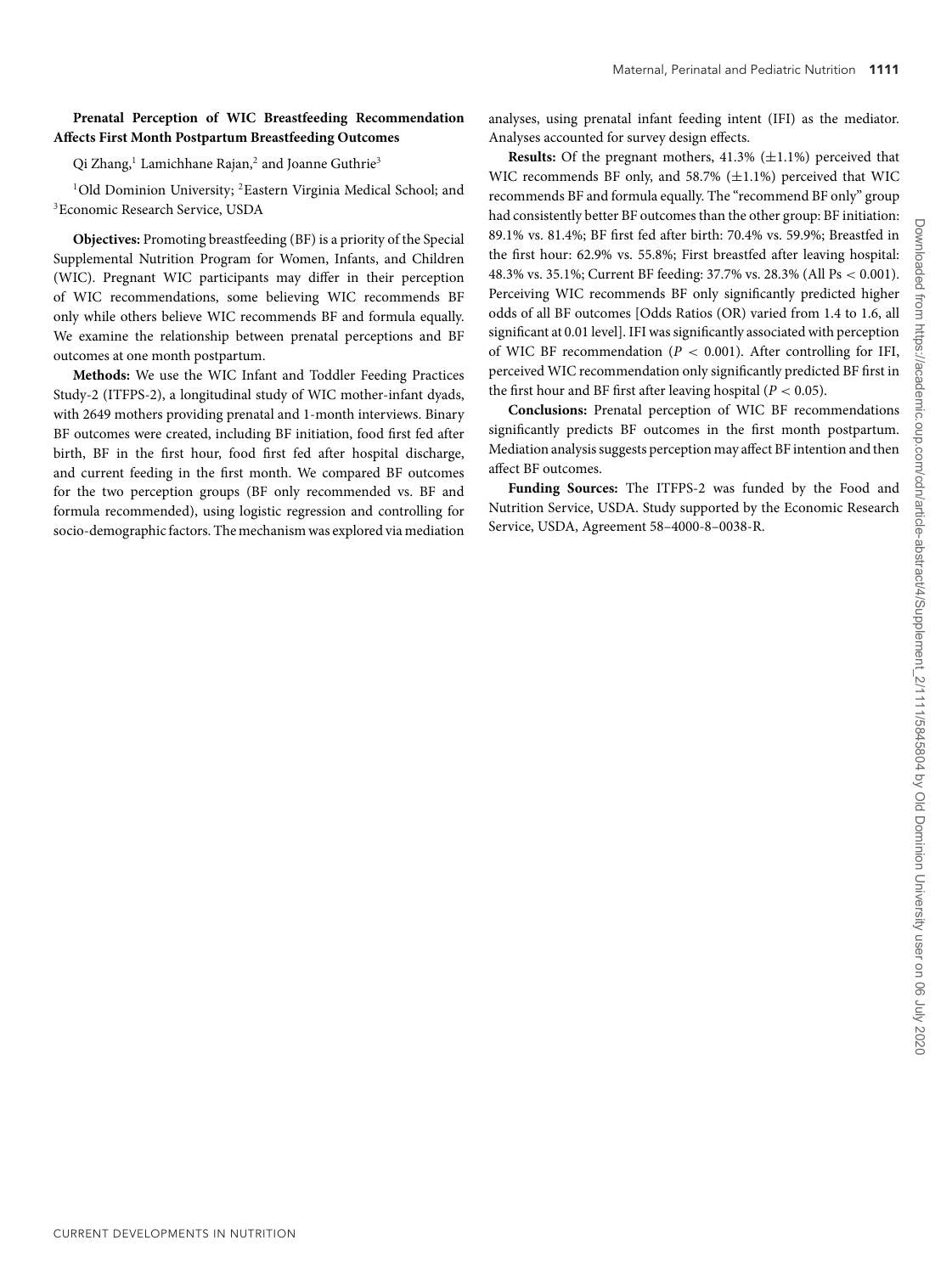## Prenatal Perception of WIC Breastfeeding Recommendation Affects First Month Postpartum Breastfeeding Outcomes

Qi Zhang,[1] Lamichhane Rajan,[2] and Joanne Guthrie[3]

[1]Old Dominion University; [2]Eastern Virginia Medical School; and [3]Economic Research Service, USDA

**Objectives:** Promoting breastfeeding (BF) is a priority of the Special Supplemental Nutrition Program for Women, Infants, and Children (WIC). Pregnant WIC participants may differ in their perception of WIC recommendations, some believing WIC recommends BF only while others believe WIC recommends BF and formula equally. We examine the relationship between prenatal perceptions and BF outcomes at one month postpartum.

**Methods:** We use the WIC Infant and Toddler Feeding Practices Study-2 (ITFPS-2), a longitudinal study of WIC mother-infant dyads, with 2649 mothers providing prenatal and 1-month interviews. Binary BF outcomes were created, including BF initiation, food first fed after birth, BF in the first hour, food first fed after hospital discharge, and current feeding in the first month. We compared BF outcomes for the two perception groups (BF only recommended vs. BF and formula recommended), using logistic regression and controlling for socio-demographic factors. The mechanism was explored via mediation analyses, using prenatal infant feeding intent (IFI) as the mediator. Analyses accounted for survey design effects.

**Results:** Of the pregnant mothers, 41.3% (±1.1%) perceived that WIC recommends BF only, and 58.7% (±1.1%) perceived that WIC recommends BF and formula equally. The "recommend BF only" group had consistently better BF outcomes than the other group: BF initiation: 89.1% vs. 81.4%; BF first fed after birth: 70.4% vs. 59.9%; Breastfed in the first hour: 62.9% vs. 55.8%; First breastfed after leaving hospital: 48.3% vs. 35.1%; Current BF feeding: 37.7% vs. 28.3% (All Ps $< 0.001$). Perceiving WIC recommends BF only significantly predicted higher odds of all BF outcomes [Odds Ratios (OR) varied from 1.4 to 1.6, all significant at 0.01 level]. IFI was significantly associated with perception of WIC BF recommendation ($P < 0.001$). After controlling for IFI, perceived WIC recommendation only significantly predicted BF first in the first hour and BF first after leaving hospital ($P < 0.05$).

**Conclusions:** Prenatal perception of WIC BF recommendations significantly predicts BF outcomes in the first month postpartum. Mediation analysis suggests perception may affect BF intention and then affect BF outcomes.

**Funding Sources:** The ITFPS-2 was funded by the Food and Nutrition Service, USDA. Study supported by the Economic Research Service, USDA, Agreement 58–4000-8–0038-R.